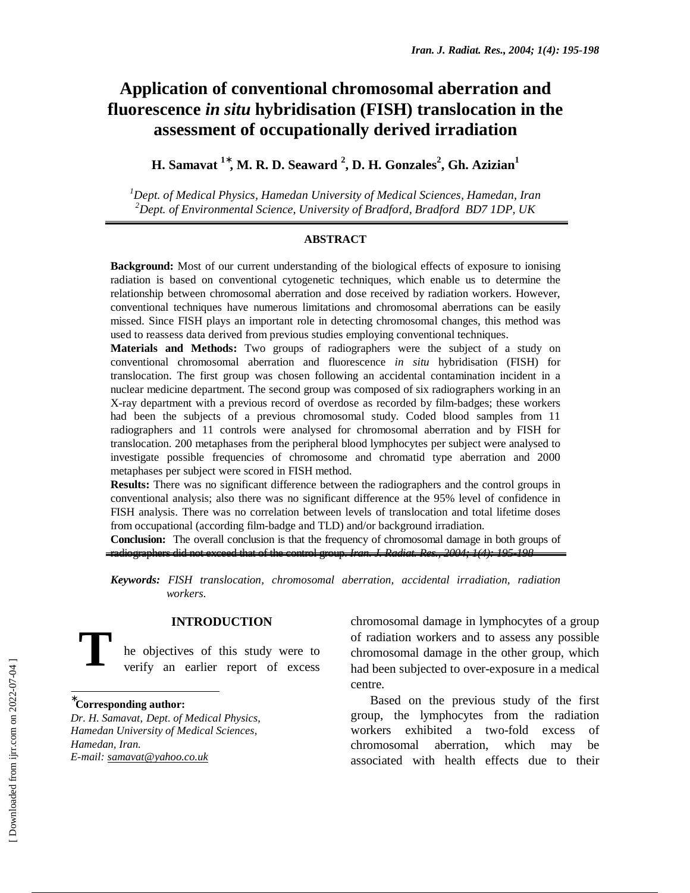# Application of conventional chromosomal aberration and fluorescence *in situ* hybridisation (FISH) translocation in the assessment of occupationally derived irradiation

**H. Samavat [1]*, M. R. D. Seaward [2], D. H. Gonzales[2], Gh. Azizian[1]**

[1]*Dept. of Medical Physics, Hamedan University of Medical Sciences, Hamedan, Iran*
[2]*Dept. of Environmental Science, University of Bradford, Bradford BD7 1DP, UK*

## ABSTRACT

**Background:** Most of our current understanding of the biological effects of exposure to ionising radiation is based on conventional cytogenetic techniques, which enable us to determine the relationship between chromosomal aberration and dose received by radiation workers. However, conventional techniques have numerous limitations and chromosomal aberrations can be easily missed. Since FISH plays an important role in detecting chromosomal changes, this method was used to reassess data derived from previous studies employing conventional techniques.

**Materials and Methods:** Two groups of radiographers were the subject of a study on conventional chromosomal aberration and fluorescence *in situ* hybridisation (FISH) for translocation. The first group was chosen following an accidental contamination incident in a nuclear medicine department. The second group was composed of six radiographers working in an X-ray department with a previous record of overdose as recorded by film-badges; these workers had been the subjects of a previous chromosomal study. Coded blood samples from 11 radiographers and 11 controls were analysed for chromosomal aberration and by FISH for translocation. 200 metaphases from the peripheral blood lymphocytes per subject were analysed to investigate possible frequencies of chromosome and chromatid type aberration and 2000 metaphases per subject were scored in FISH method.

**Results:** There was no significant difference between the radiographers and the control groups in conventional analysis; also there was no significant difference at the 95% level of confidence in FISH analysis. There was no correlation between levels of translocation and total lifetime doses from occupational (according film-badge and TLD) and/or background irradiation.

**Conclusion:** The overall conclusion is that the frequency of chromosomal damage in both groups of radiographers did not exceed that of the control group. *Iran. J. Radiat. Res., 2004; 1(4): 195-198*

***Keywords:*** *FISH translocation, chromosomal aberration, accidental irradiation, radiation workers.*

## INTRODUCTION

The objectives of this study were to verify an earlier report of excess chromosomal damage in lymphocytes of a group of radiation workers and to assess any possible chromosomal damage in the other group, which had been subjected to over-exposure in a medical centre.

Based on the previous study of the first group, the lymphocytes from the radiation workers exhibited a two-fold excess of chromosomal aberration, which may be associated with health effects due to their

---

*__Corresponding author:__
*Dr. H. Samavat, Dept. of Medical Physics, Hamedan University of Medical Sciences, Hamedan, Iran.*
*E-mail: samavat@yahoo.co.uk*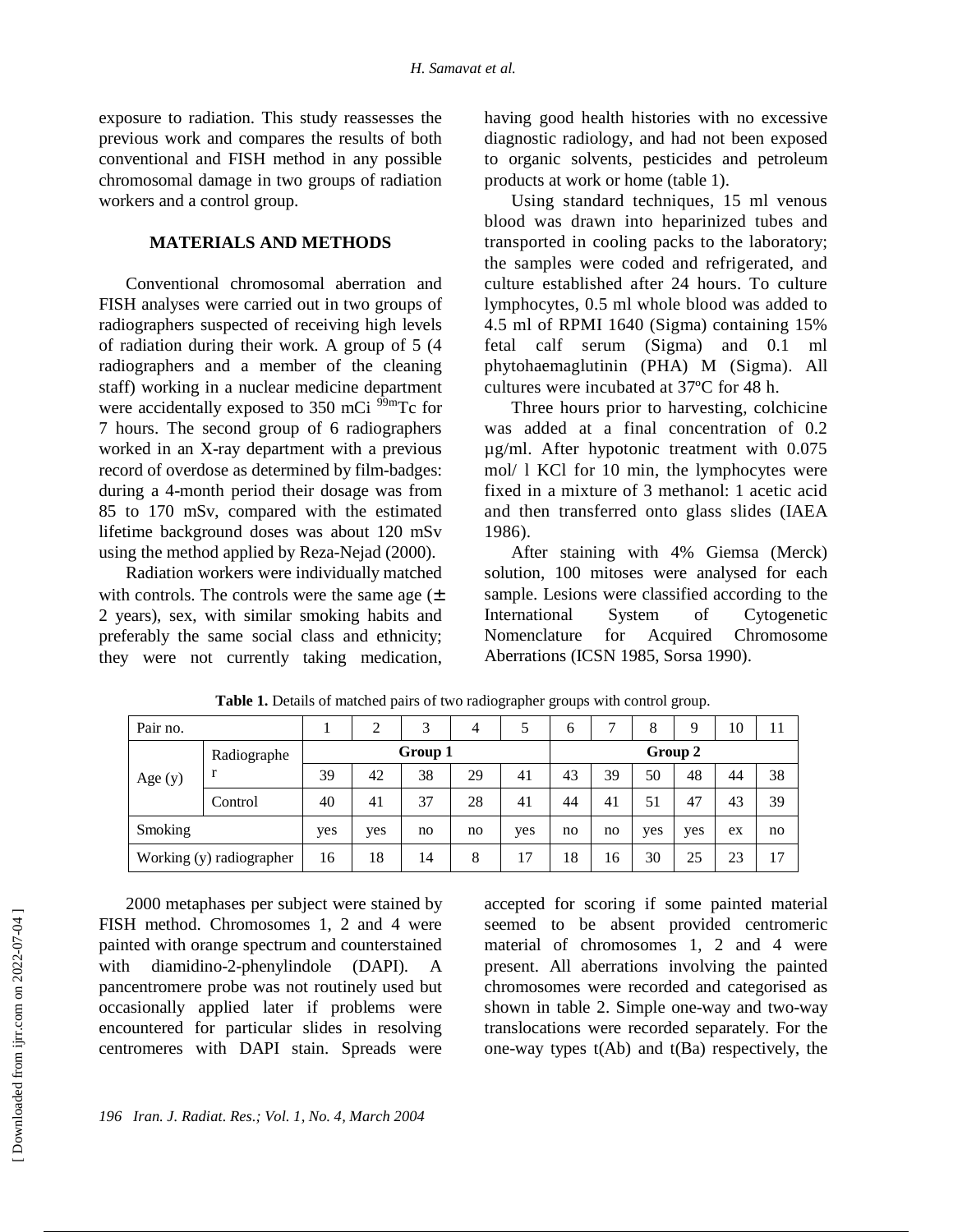exposure to radiation. This study reassesses the previous work and compares the results of both conventional and FISH method in any possible chromosomal damage in two groups of radiation workers and a control group.

## MATERIALS AND METHODS

Conventional chromosomal aberration and FISH analyses were carried out in two groups of radiographers suspected of receiving high levels of radiation during their work. A group of 5 (4 radiographers and a member of the cleaning staff) working in a nuclear medicine department were accidentally exposed to 350 mCi $^{99m}$Tc for 7 hours. The second group of 6 radiographers worked in an X-ray department with a previous record of overdose as determined by film-badges: during a 4-month period their dosage was from 85 to 170 mSv, compared with the estimated lifetime background doses was about 120 mSv using the method applied by Reza-Nejad (2000).

Radiation workers were individually matched with controls. The controls were the same age (± 2 years), sex, with similar smoking habits and preferably the same social class and ethnicity; they were not currently taking medication, having good health histories with no excessive diagnostic radiology, and had not been exposed to organic solvents, pesticides and petroleum products at work or home (table 1).

Using standard techniques, 15 ml venous blood was drawn into heparinized tubes and transported in cooling packs to the laboratory; the samples were coded and refrigerated, and culture established after 24 hours. To culture lymphocytes, 0.5 ml whole blood was added to 4.5 ml of RPMI 1640 (Sigma) containing 15% fetal calf serum (Sigma) and 0.1 ml phytohaemaglutinin (PHA) M (Sigma). All cultures were incubated at 37ºC for 48 h.

Three hours prior to harvesting, colchicine was added at a final concentration of 0.2 µg/ml. After hypotonic treatment with 0.075 mol/ l KCl for 10 min, the lymphocytes were fixed in a mixture of 3 methanol: 1 acetic acid and then transferred onto glass slides (IAEA 1986).

After staining with 4% Giemsa (Merck) solution, 100 mitoses were analysed for each sample. Lesions were classified according to the International System of Cytogenetic Nomenclature for Acquired Chromosome Aberrations (ICSN 1985, Sorsa 1990).

**Table 1.** Details of matched pairs of two radiographer groups with control group.

| Pair no. | | 1 | 2 | 3 | 4 | 5 | 6 | 7 | 8 | 9 | 10 | 11 |
|---|---|---|---|---|---|---|---|---|---|---|---|---|
| Age (y) | Radiographer | **Group 1** | | | | | **Group 2** | | | | | |
| | | 39 | 42 | 38 | 29 | 41 | 43 | 39 | 50 | 48 | 44 | 38 |
| | Control | 40 | 41 | 37 | 28 | 41 | 44 | 41 | 51 | 47 | 43 | 39 |
| Smoking | | yes | yes | no | no | yes | no | no | yes | yes | ex | no |
| Working (y) radiographer | | 16 | 18 | 14 | 8 | 17 | 18 | 16 | 30 | 25 | 23 | 17 |

2000 metaphases per subject were stained by FISH method. Chromosomes 1, 2 and 4 were painted with orange spectrum and counterstained with diamidino-2-phenylindole (DAPI). A pancentromere probe was not routinely used but occasionally applied later if problems were encountered for particular slides in resolving centromeres with DAPI stain. Spreads were accepted for scoring if some painted material seemed to be absent provided centromeric material of chromosomes 1, 2 and 4 were present. All aberrations involving the painted chromosomes were recorded and categorised as shown in table 2. Simple one-way and two-way translocations were recorded separately. For the one-way types t(Ab) and t(Ba) respectively, the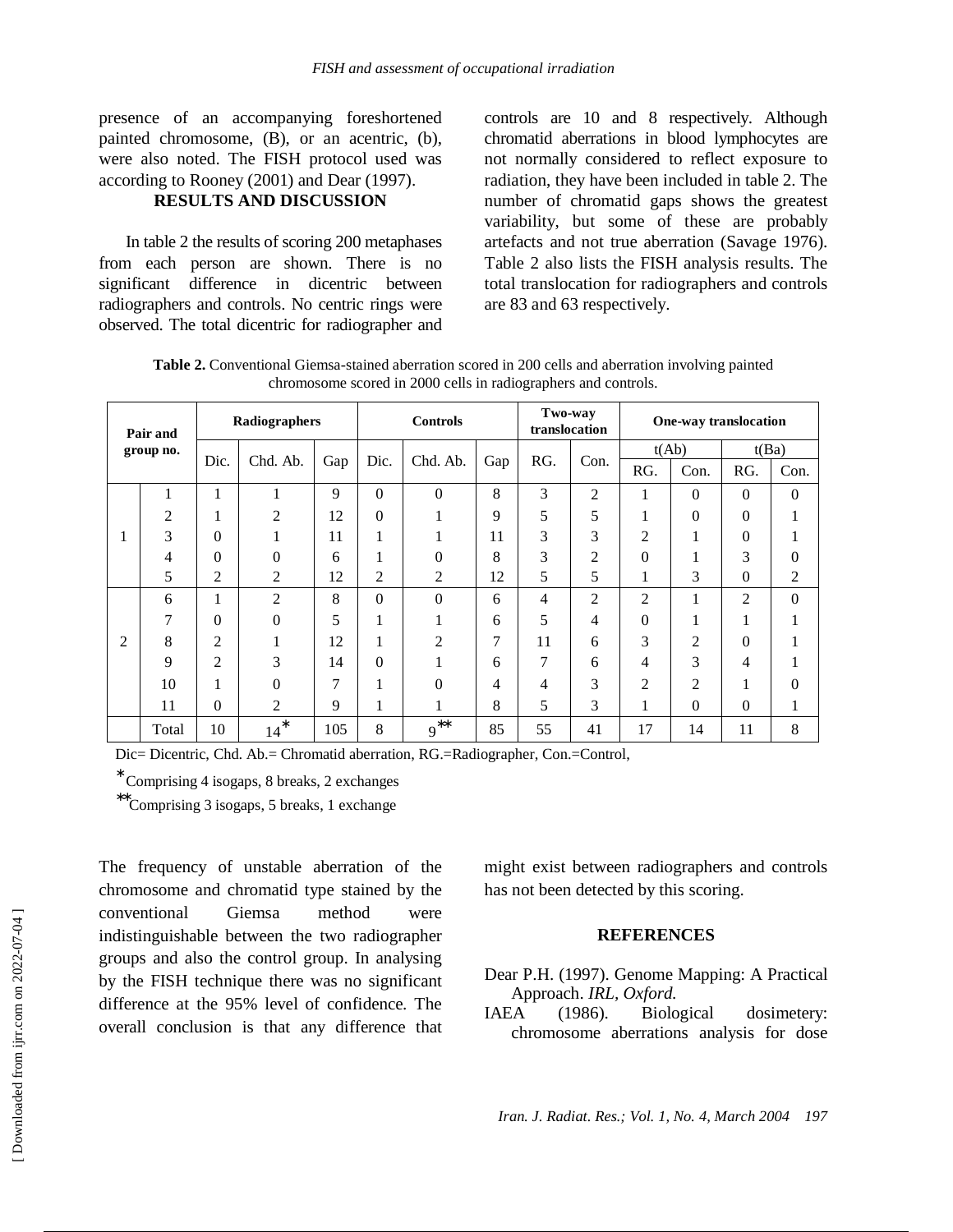presence of an accompanying foreshortened painted chromosome, (B), or an acentric, (b), were also noted. The FISH protocol used was according to Rooney (2001) and Dear (1997).

## RESULTS AND DISCUSSION

In table 2 the results of scoring 200 metaphases from each person are shown. There is no significant difference in dicentric between radiographers and controls. No centric rings were observed. The total dicentric for radiographer and controls are 10 and 8 respectively. Although chromatid aberrations in blood lymphocytes are not normally considered to reflect exposure to radiation, they have been included in table 2. The number of chromatid gaps shows the greatest variability, but some of these are probably artefacts and not true aberration (Savage 1976). Table 2 also lists the FISH analysis results. The total translocation for radiographers and controls are 83 and 63 respectively.

**Table 2.** Conventional Giemsa-stained aberration scored in 200 cells and aberration involving painted chromosome scored in 2000 cells in radiographers and controls.

| Pair and group no. | | Radiographers | | | Controls | | | Two-way translocation | | One-way translocation | | | |
|---|---|---|---|---|---|---|---|---|---|---|---|---|---|
| | | | | | | | | | | t(Ab) | | t(Ba) | |
| | | Dic. | Chd. Ab. | Gap | Dic. | Chd. Ab. | Gap | RG. | Con. | RG. | Con. | RG. | Con. |
| 1 | 1 | 1 | 1 | 9 | 0 | 0 | 8 | 3 | 2 | 1 | 0 | 0 | 0 |
| | 2 | 1 | 2 | 12 | 0 | 1 | 9 | 5 | 5 | 1 | 0 | 0 | 1 |
| | 3 | 0 | 1 | 11 | 1 | 1 | 11 | 3 | 3 | 2 | 1 | 0 | 1 |
| | 4 | 0 | 0 | 6 | 1 | 0 | 8 | 3 | 2 | 0 | 1 | 3 | 0 |
| | 5 | 2 | 2 | 12 | 2 | 2 | 12 | 5 | 5 | 1 | 3 | 0 | 2 |
| 2 | 6 | 1 | 2 | 8 | 0 | 0 | 6 | 4 | 2 | 2 | 1 | 2 | 0 |
| | 7 | 0 | 0 | 5 | 1 | 1 | 6 | 5 | 4 | 0 | 1 | 1 | 1 |
| | 8 | 2 | 1 | 12 | 1 | 2 | 7 | 11 | 6 | 3 | 2 | 0 | 1 |
| | 9 | 2 | 3 | 14 | 0 | 1 | 6 | 7 | 6 | 4 | 3 | 4 | 1 |
| | 10 | 1 | 0 | 7 | 1 | 0 | 4 | 4 | 3 | 2 | 2 | 1 | 0 |
| | 11 | 0 | 2 | 9 | 1 | 1 | 8 | 5 | 3 | 1 | 0 | 0 | 1 |
| | Total | 10 | 14* | 105 | 8 | 9** | 85 | 55 | 41 | 17 | 14 | 11 | 8 |

Dic= Dicentric, Chd. Ab.= Chromatid aberration, RG.=Radiographer, Con.=Control,

*Comprising 4 isogaps, 8 breaks, 2 exchanges

**Comprising 3 isogaps, 5 breaks, 1 exchange

The frequency of unstable aberration of the chromosome and chromatid type stained by the conventional Giemsa method were indistinguishable between the two radiographer groups and also the control group. In analysing by the FISH technique there was no significant difference at the 95% level of confidence. The overall conclusion is that any difference that might exist between radiographers and controls has not been detected by this scoring.

## REFERENCES

Dear P.H. (1997). Genome Mapping: A Practical Approach. *IRL, Oxford.*

IAEA (1986). Biological dosimetery: chromosome aberrations analysis for dose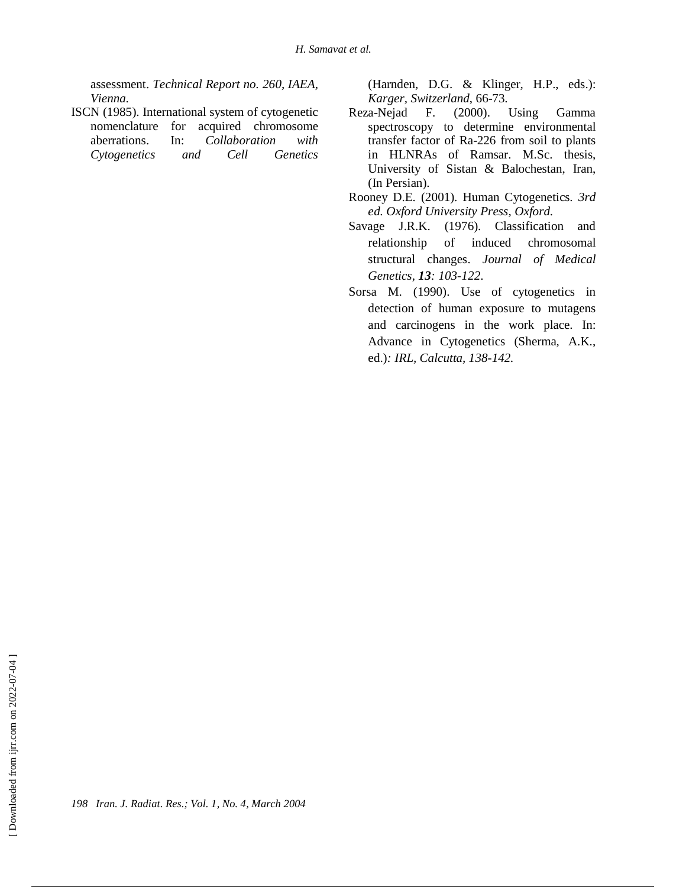assessment. *Technical Report no. 260, IAEA, Vienna.*

ISCN (1985). International system of cytogenetic nomenclature for acquired chromosome aberrations. In: *Collaboration with Cytogenetics and Cell Genetics* (Harnden, D.G. & Klinger, H.P., eds.): *Karger, Switzerland*, 66-73.

Reza-Nejad F. (2000). Using Gamma spectroscopy to determine environmental transfer factor of Ra-226 from soil to plants in HLNRAs of Ramsar. M.Sc. thesis, University of Sistan & Balochestan, Iran, (In Persian).

Rooney D.E. (2001). Human Cytogenetics. *3rd ed. Oxford University Press, Oxford.*

Savage J.R.K. (1976). Classification and relationship of induced chromosomal structural changes. *Journal of Medical Genetics, **13**: 103-122.*

Sorsa M. (1990). Use of cytogenetics in detection of human exposure to mutagens and carcinogens in the work place. In: Advance in Cytogenetics (Sherma, A.K., ed.)*: IRL, Calcutta, 138-142.*